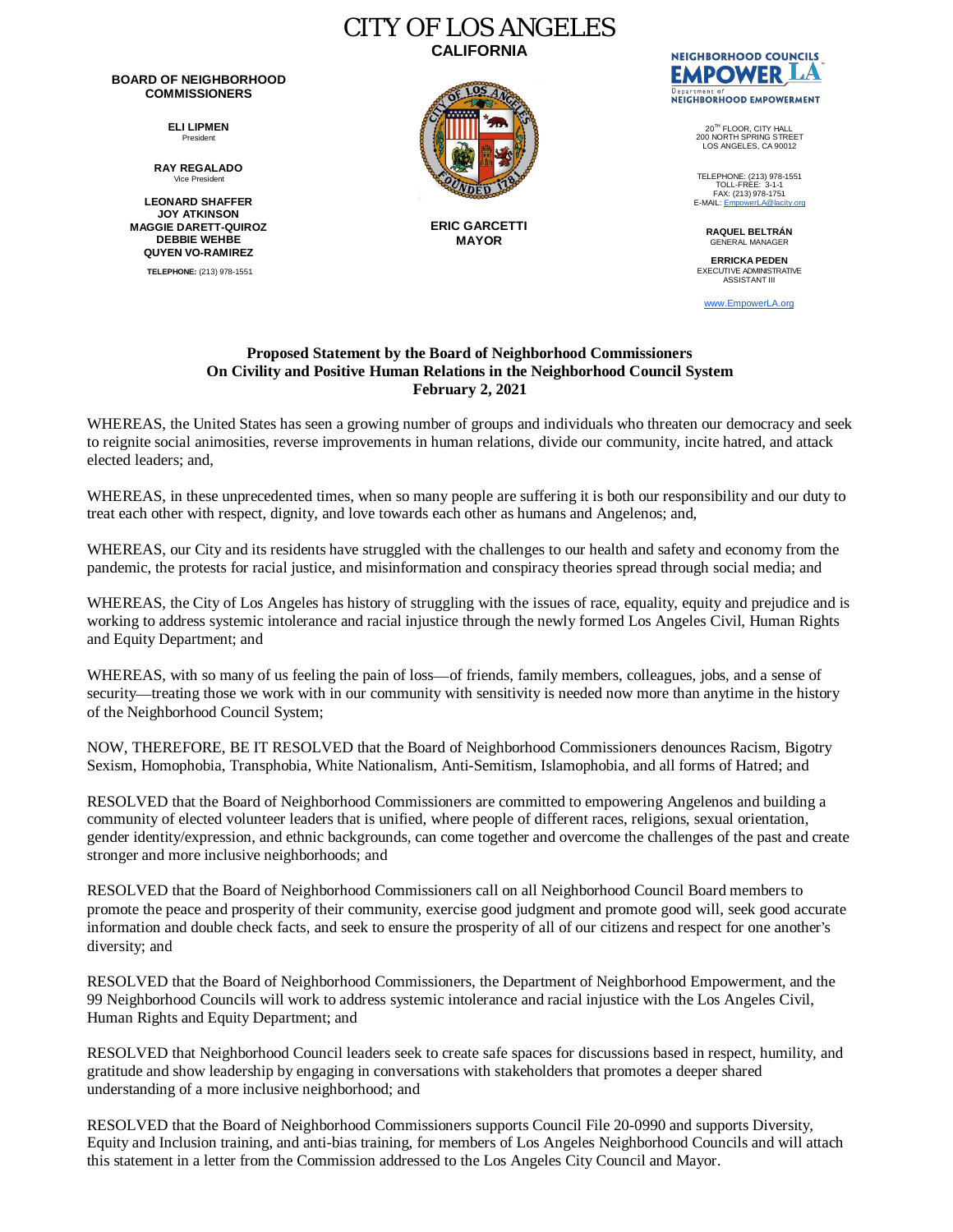# CITY OF LOS ANGELES

**CALIFORNIA**

**BOARD OF NEIGHBORHOOD COMMISSIONERS**

**ELI LIPMEN**
President

**RAY REGALADO**
Vice President

**LEONARD SHAFFER**
**JOY ATKINSON**
**MAGGIE DARETT-QUIROZ**
**DEBBIE WEHBE**
**QUYEN VO-RAMIREZ**

**TELEPHONE:** (213) 978-1551

**ERIC GARCETTI**
**MAYOR**

NEIGHBORHOOD COUNCILS
EMPOWER LA
Department of
NEIGHBORHOOD EMPOWERMENT

20TH FLOOR, CITY HALL
200 NORTH SPRING STREET
LOS ANGELES, CA 90012

TELEPHONE: (213) 978-1551
TOLL-FREE: 3-1-1
FAX: (213) 978-1751
E-MAIL: EmpowerLA@lacity.org

**RAQUEL BELTRÁN**
GENERAL MANAGER

**ERRICKA PEDEN**
EXECUTIVE ADMINISTRATIVE ASSISTANT III

www.EmpowerLA.org

## Proposed Statement by the Board of Neighborhood Commissioners On Civility and Positive Human Relations in the Neighborhood Council System February 2, 2021

WHEREAS, the United States has seen a growing number of groups and individuals who threaten our democracy and seek to reignite social animosities, reverse improvements in human relations, divide our community, incite hatred, and attack elected leaders; and,

WHEREAS, in these unprecedented times, when so many people are suffering it is both our responsibility and our duty to treat each other with respect, dignity, and love towards each other as humans and Angelenos; and,

WHEREAS, our City and its residents have struggled with the challenges to our health and safety and economy from the pandemic, the protests for racial justice, and misinformation and conspiracy theories spread through social media; and

WHEREAS, the City of Los Angeles has history of struggling with the issues of race, equality, equity and prejudice and is working to address systemic intolerance and racial injustice through the newly formed Los Angeles Civil, Human Rights and Equity Department; and

WHEREAS, with so many of us feeling the pain of loss—of friends, family members, colleagues, jobs, and a sense of security—treating those we work with in our community with sensitivity is needed now more than anytime in the history of the Neighborhood Council System;

NOW, THEREFORE, BE IT RESOLVED that the Board of Neighborhood Commissioners denounces Racism, Bigotry Sexism, Homophobia, Transphobia, White Nationalism, Anti-Semitism, Islamophobia, and all forms of Hatred; and

RESOLVED that the Board of Neighborhood Commissioners are committed to empowering Angelenos and building a community of elected volunteer leaders that is unified, where people of different races, religions, sexual orientation, gender identity/expression, and ethnic backgrounds, can come together and overcome the challenges of the past and create stronger and more inclusive neighborhoods; and

RESOLVED that the Board of Neighborhood Commissioners call on all Neighborhood Council Board members to promote the peace and prosperity of their community, exercise good judgment and promote good will, seek good accurate information and double check facts, and seek to ensure the prosperity of all of our citizens and respect for one another's diversity; and

RESOLVED that the Board of Neighborhood Commissioners, the Department of Neighborhood Empowerment, and the 99 Neighborhood Councils will work to address systemic intolerance and racial injustice with the Los Angeles Civil, Human Rights and Equity Department; and

RESOLVED that Neighborhood Council leaders seek to create safe spaces for discussions based in respect, humility, and gratitude and show leadership by engaging in conversations with stakeholders that promotes a deeper shared understanding of a more inclusive neighborhood; and

RESOLVED that the Board of Neighborhood Commissioners supports Council File 20-0990 and supports Diversity, Equity and Inclusion training, and anti-bias training, for members of Los Angeles Neighborhood Councils and will attach this statement in a letter from the Commission addressed to the Los Angeles City Council and Mayor.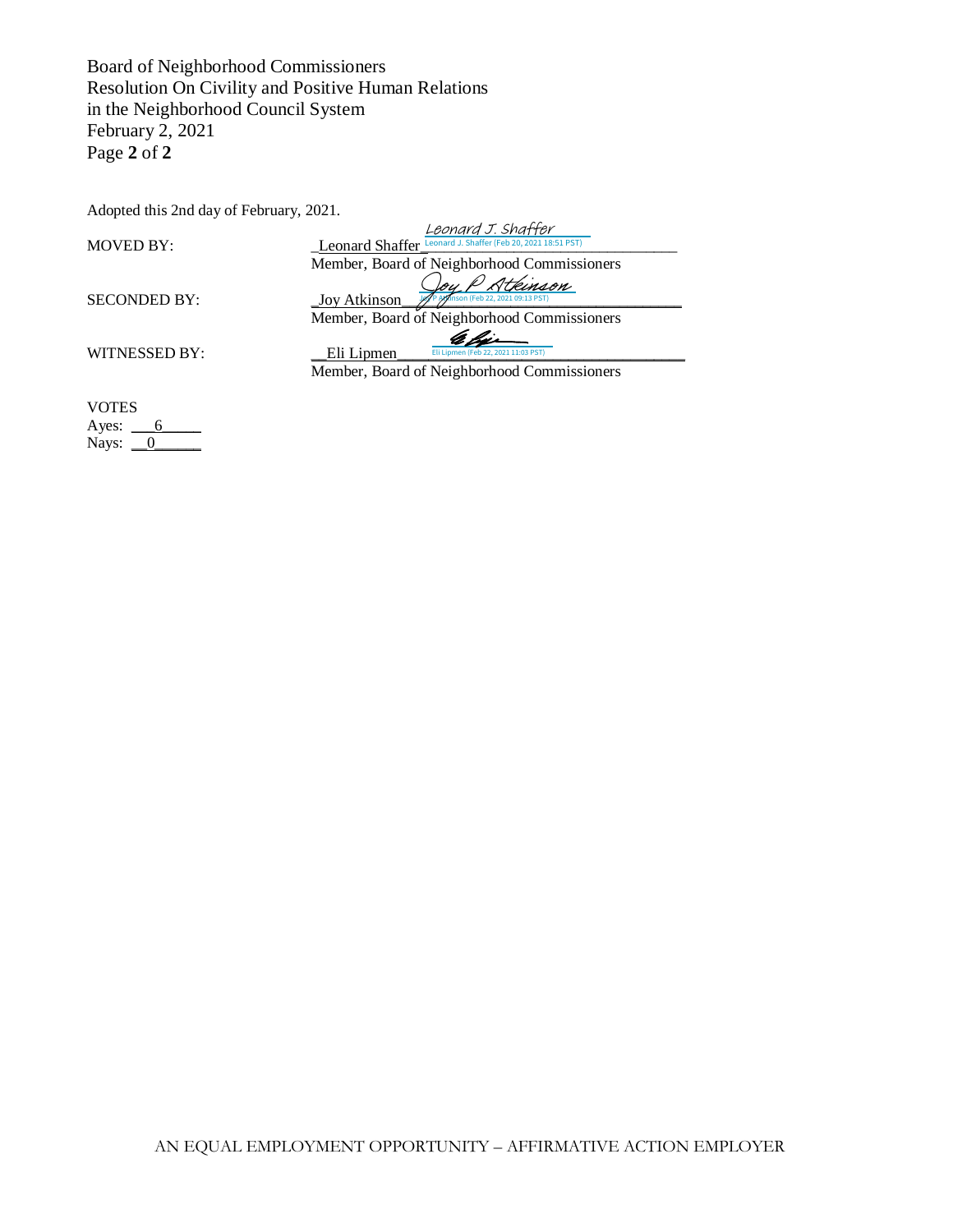Adopted this 2nd day of February, 2021.

| | |
|---|---|
| MOVED BY: | Leonard Shaffer *Leonard J. Shaffer* (Leonard J. Shaffer (Feb 20, 2021 18:51 PST)) <br> Member, Board of Neighborhood Commissioners |
| SECONDED BY: | Joy Atkinson *Joy P Atkinson* (Joy P Atkinson (Feb 22, 2021 09:13 PST)) <br> Member, Board of Neighborhood Commissioners |
| WITNESSED BY: | Eli Lipmen (Eli Lipmen (Feb 22, 2021 11:03 PST)) <br> Member, Board of Neighborhood Commissioners |

VOTES
Ayes: 6
Nays: 0

AN EQUAL EMPLOYMENT OPPORTUNITY – AFFIRMATIVE ACTION EMPLOYER